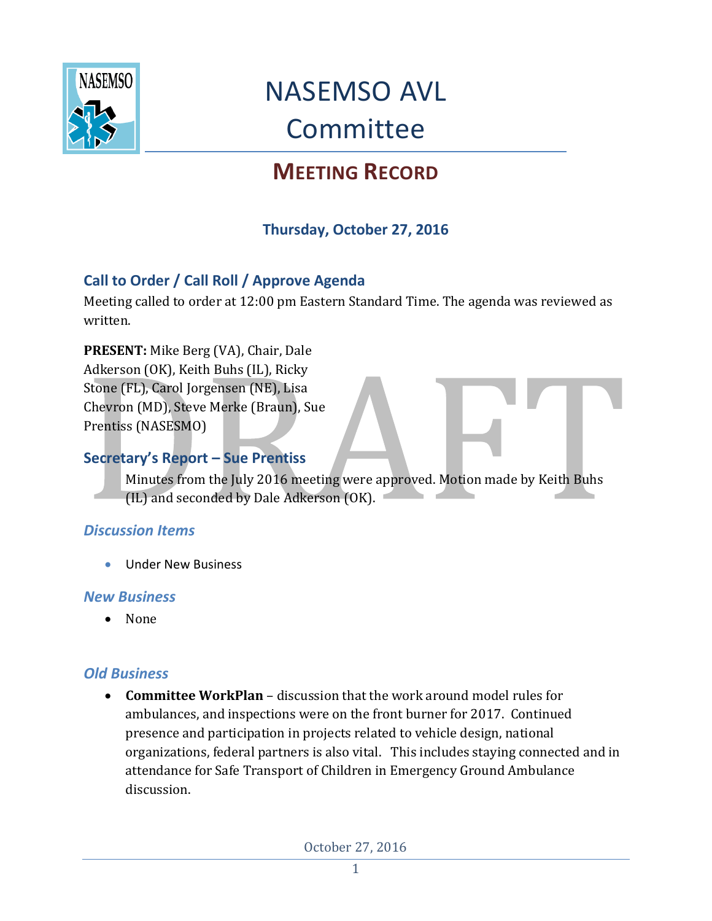# NASEMSO AVL Committee

## MEETING RECORD

**Thursday, October 27, 2016**

### Call to Order / Call Roll / Approve Agenda

Meeting called to order at 12:00 pm Eastern Standard Time. The agenda was reviewed as written.

**PRESENT:** Mike Berg (VA), Chair, Dale Adkerson (OK), Keith Buhs (IL), Ricky Stone (FL), Carol Jorgensen (NE), Lisa Chevron (MD), Steve Merke (Braun), Sue Prentiss (NASESMO)

### Secretary's Report – Sue Prentiss

Minutes from the July 2016 meeting were approved. Motion made by Keith Buhs (IL) and seconded by Dale Adkerson (OK).

### *Discussion Items*

- Under New Business

### *New Business*

- None

### *Old Business*

- **Committee WorkPlan** – discussion that the work around model rules for ambulances, and inspections were on the front burner for 2017. Continued presence and participation in projects related to vehicle design, national organizations, federal partners is also vital. This includes staying connected and in attendance for Safe Transport of Children in Emergency Ground Ambulance discussion.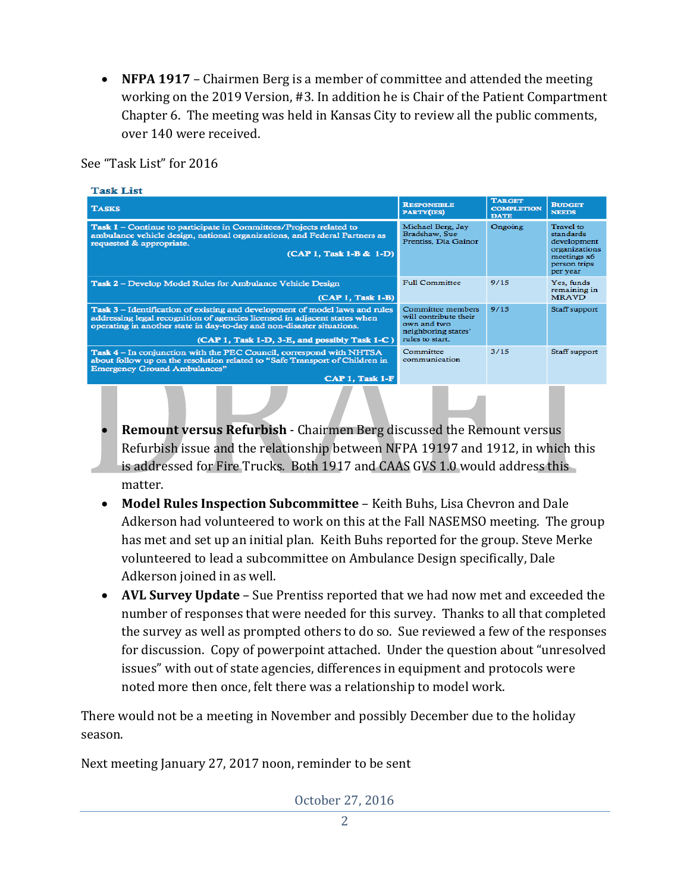- **NFPA 1917** – Chairmen Berg is a member of committee and attended the meeting working on the 2019 Version, #3. In addition he is Chair of the Patient Compartment Chapter 6. The meeting was held in Kansas City to review all the public comments, over 140 were received.

See "Task List" for 2016

**Task List**

| Tasks | Responsible Party(ies) | Target Completion Date | Budget Needs |
|---|---|---|---|
| Task 1 – Continue to participate in Committees/Projects related to ambulance vehicle design, national organizations, and Federal Partners as requested & appropriate. (CAP 1, Task 1-B & 1-D) | Michael Berg, Jay Bradshaw, Sue Prentiss, Dia Gainor | Ongoing | Travel to standards development organizations meetings x6 person trips per year |
| Task 2 – Develop Model Rules for Ambulance Vehicle Design (CAP 1, Task 1-B) | Full Committee | 9/15 | Yes, funds remaining in MRAVD |
| Task 3 – Identification of existing and development of model laws and rules addressing legal recognition of agencies licensed in adjacent states when operating in another state in day-to-day and non-disaster situations. (CAP 1, Task 1-D, 3-E, and possibly Task 1-C ) | Committee members will contribute their own and two neighboring states' rules to start. | 9/15 | Staff support |
| Task 4 – In conjunction with the PEC Council, correspond with NHTSA about follow up on the resolution related to "Safe Transport of Children in Emergency Ground Ambulances" CAP 1, Task 1-F | Committee communication | 3/15 | Staff support |

- **Remount versus Refurbish** - Chairmen Berg discussed the Remount versus Refurbish issue and the relationship between NFPA 19197 and 1912, in which this is addressed for Fire Trucks. Both 1917 and CAAS GVS 1.0 would address this matter.
- **Model Rules Inspection Subcommittee** – Keith Buhs, Lisa Chevron and Dale Adkerson had volunteered to work on this at the Fall NASEMSO meeting. The group has met and set up an initial plan. Keith Buhs reported for the group. Steve Merke volunteered to lead a subcommittee on Ambulance Design specifically, Dale Adkerson joined in as well.
- **AVL Survey Update** – Sue Prentiss reported that we had now met and exceeded the number of responses that were needed for this survey. Thanks to all that completed the survey as well as prompted others to do so. Sue reviewed a few of the responses for discussion. Copy of powerpoint attached. Under the question about "unresolved issues" with out of state agencies, differences in equipment and protocols were noted more then once, felt there was a relationship to model work.

There would not be a meeting in November and possibly December due to the holiday season.

Next meeting January 27, 2017 noon, reminder to be sent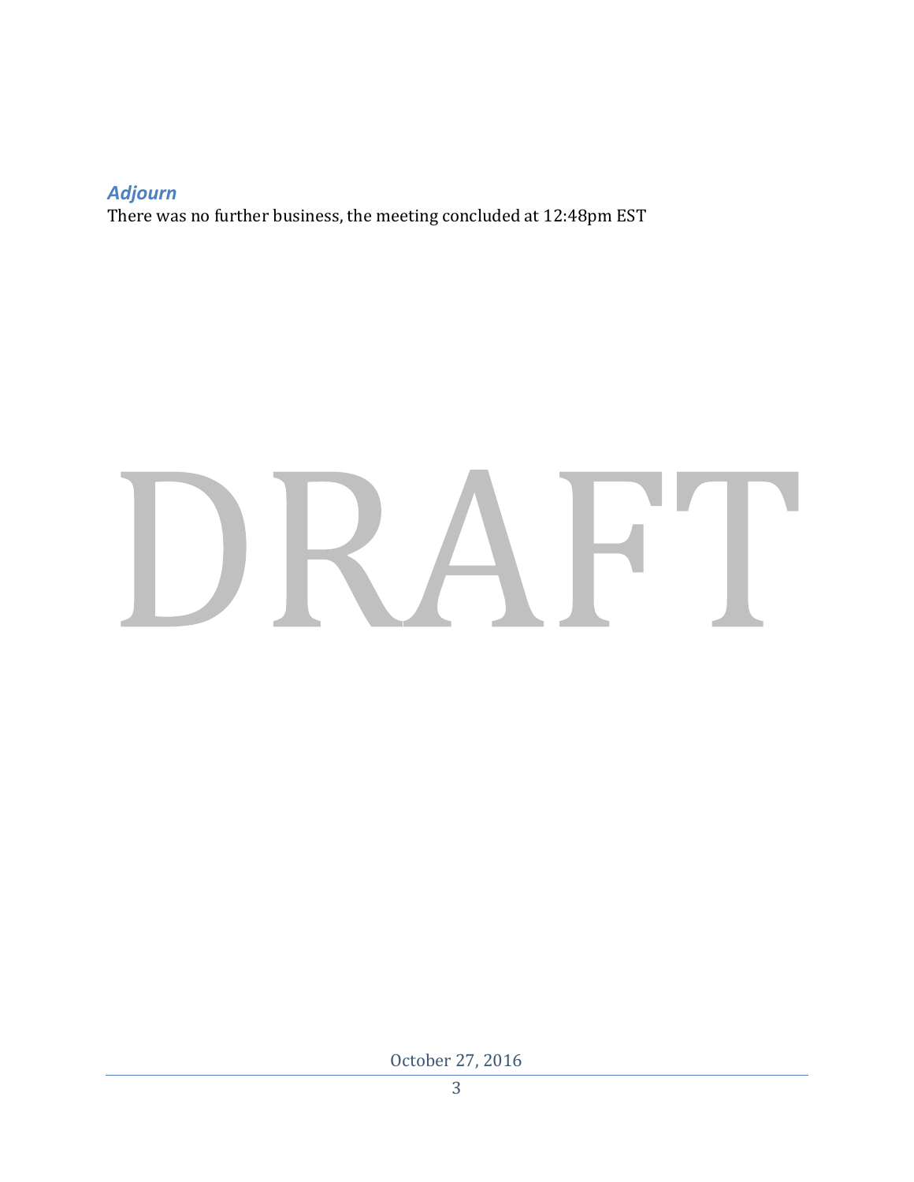### *Adjourn*

There was no further business, the meeting concluded at 12:48pm EST